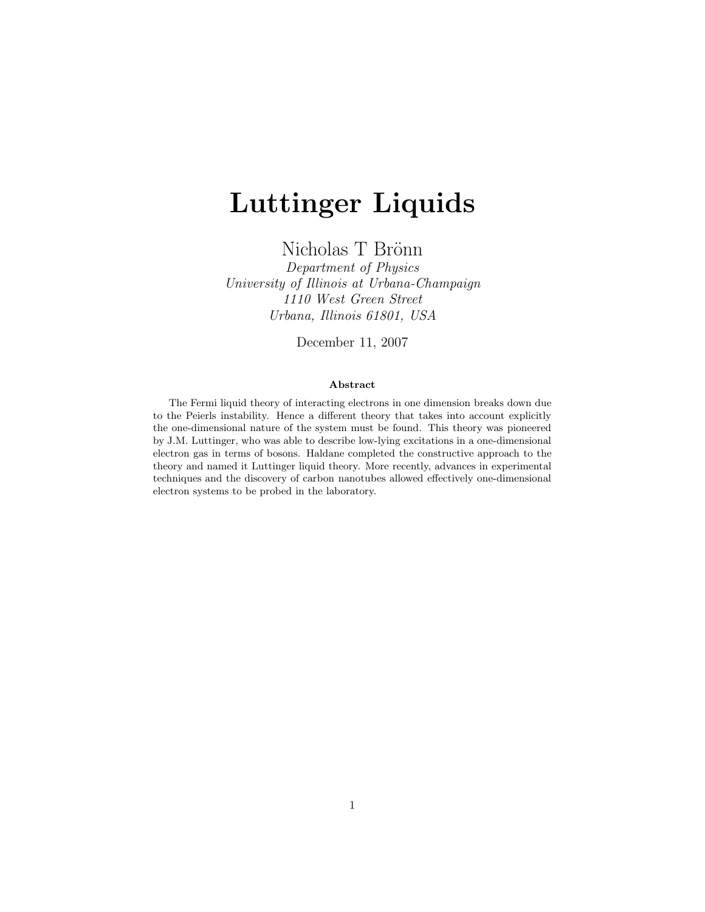# Luttinger Liquids

Nicholas T Brönn

*Department of Physics*
*University of Illinois at Urbana-Champaign*
*1110 West Green Street*
*Urbana, Illinois 61801, USA*

December 11, 2007

**Abstract**

The Fermi liquid theory of interacting electrons in one dimension breaks down due to the Peierls instability. Hence a different theory that takes into account explicitly the one-dimensional nature of the system must be found. This theory was pioneered by J.M. Luttinger, who was able to describe low-lying excitations in a one-dimensional electron gas in terms of bosons. Haldane completed the constructive approach to the theory and named it Luttinger liquid theory. More recently, advances in experimental techniques and the discovery of carbon nanotubes allowed effectively one-dimensional electron systems to be probed in the laboratory.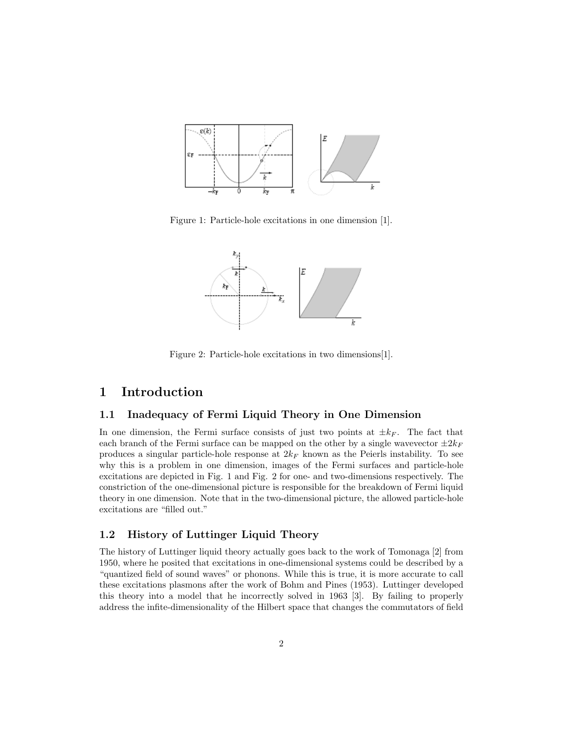Figure 1: Particle-hole excitations in one dimension [1].

Figure 2: Particle-hole excitations in two dimensions[1].

# 1 Introduction

## 1.1 Inadequacy of Fermi Liquid Theory in One Dimension

In one dimension, the Fermi surface consists of just two points at $\pm k_F$. The fact that each branch of the Fermi surface can be mapped on the other by a single wavevector $\pm 2k_F$ produces a singular particle-hole response at $2k_F$ known as the Peierls instability. To see why this is a problem in one dimension, images of the Fermi surfaces and particle-hole excitations are depicted in Fig. 1 and Fig. 2 for one- and two-dimensions respectively. The constriction of the one-dimensional picture is responsible for the breakdown of Fermi liquid theory in one dimension. Note that in the two-dimensional picture, the allowed particle-hole excitations are "filled out."

## 1.2 History of Luttinger Liquid Theory

The history of Luttinger liquid theory actually goes back to the work of Tomonaga [2] from 1950, where he posited that excitations in one-dimensional systems could be described by a "quantized field of sound waves" or phonons. While this is true, it is more accurate to call these excitations plasmons after the work of Bohm and Pines (1953). Luttinger developed this theory into a model that he incorrectly solved in 1963 [3]. By failing to properly address the infite-dimensionality of the Hilbert space that changes the commutators of field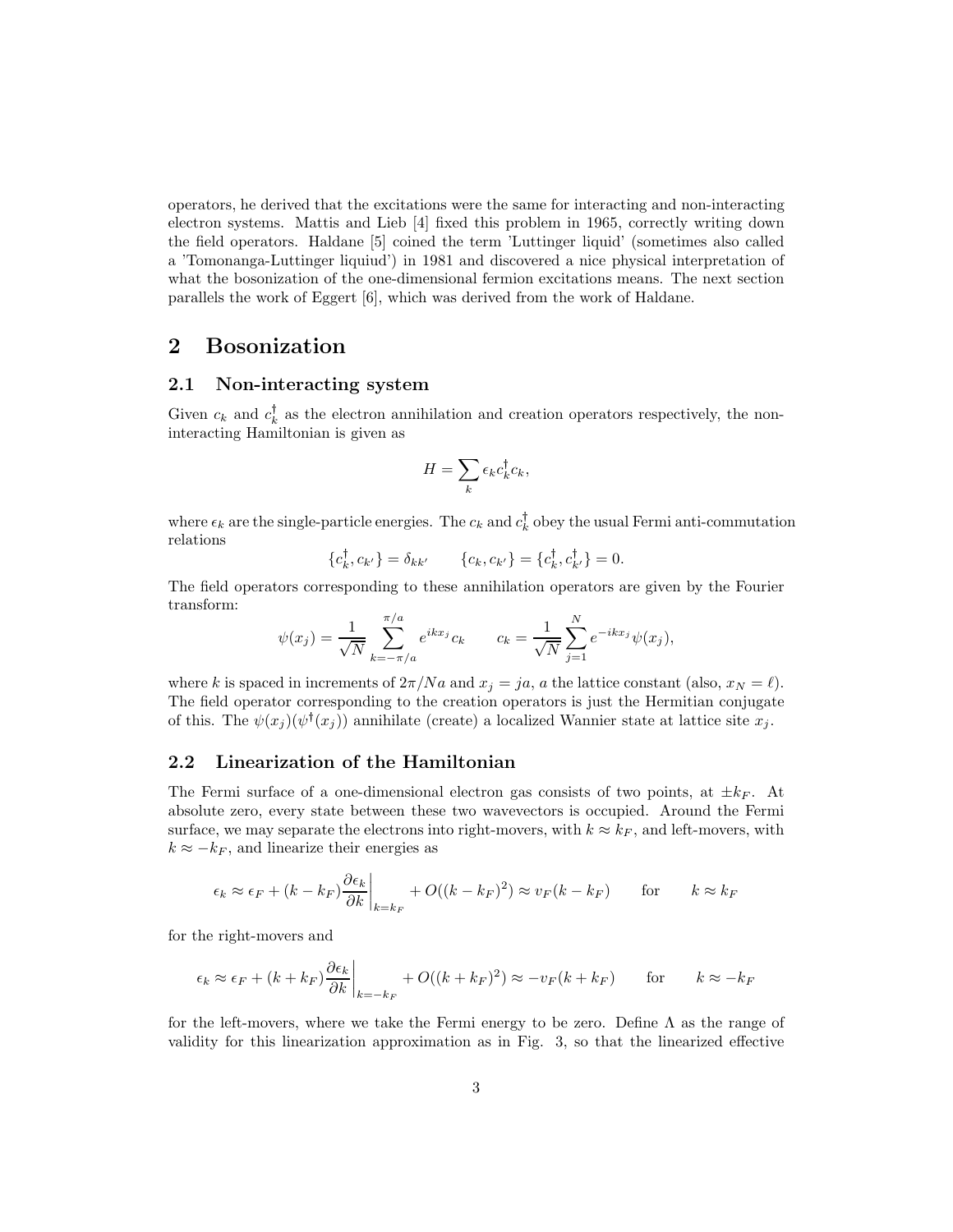operators, he derived that the excitations were the same for interacting and non-interacting electron systems. Mattis and Lieb [4] fixed this problem in 1965, correctly writing down the field operators. Haldane [5] coined the term 'Luttinger liquid' (sometimes also called a 'Tomonanga-Luttinger liquiud') in 1981 and discovered a nice physical interpretation of what the bosonization of the one-dimensional fermion excitations means. The next section parallels the work of Eggert [6], which was derived from the work of Haldane.

# 2 Bosonization

## 2.1 Non-interacting system

Given $c_k$ and $c_k^\dagger$ as the electron annihilation and creation operators respectively, the non-interacting Hamiltonian is given as

$$H = \sum_k \epsilon_k c_k^\dagger c_k,$$

where $\epsilon_k$ are the single-particle energies. The $c_k$ and $c_k^\dagger$ obey the usual Fermi anti-commutation relations

$$\{c_k^\dagger, c_{k'}\} = \delta_{kk'} \qquad \{c_k, c_{k'}\} = \{c_k^\dagger, c_{k'}^\dagger\} = 0.$$

The field operators corresponding to these annihilation operators are given by the Fourier transform:

$$\psi(x_j) = \frac{1}{\sqrt{N}} \sum_{k=-\pi/a}^{\pi/a} e^{ikx_j} c_k \qquad c_k = \frac{1}{\sqrt{N}} \sum_{j=1}^{N} e^{-ikx_j} \psi(x_j),$$

where $k$ is spaced in increments of $2\pi/Na$ and $x_j = ja$, $a$ the lattice constant (also, $x_N = \ell$). The field operator corresponding to the creation operators is just the Hermitian conjugate of this. The $\psi(x_j)(\psi^\dagger(x_j))$ annihilate (create) a localized Wannier state at lattice site $x_j$.

## 2.2 Linearization of the Hamiltonian

The Fermi surface of a one-dimensional electron gas consists of two points, at $\pm k_F$. At absolute zero, every state between these two wavevectors is occupied. Around the Fermi surface, we may separate the electrons into right-movers, with $k \approx k_F$, and left-movers, with $k \approx -k_F$, and linearize their energies as

$$\epsilon_k \approx \epsilon_F + (k - k_F) \left. \frac{\partial \epsilon_k}{\partial k} \right|_{k=k_F} + O((k - k_F)^2) \approx v_F(k - k_F) \qquad \text{for} \qquad k \approx k_F$$

for the right-movers and

$$\epsilon_k \approx \epsilon_F + (k + k_F) \left. \frac{\partial \epsilon_k}{\partial k} \right|_{k=-k_F} + O((k + k_F)^2) \approx -v_F(k + k_F) \qquad \text{for} \qquad k \approx -k_F$$

for the left-movers, where we take the Fermi energy to be zero. Define $\Lambda$ as the range of validity for this linearization approximation as in Fig. 3, so that the linearized effective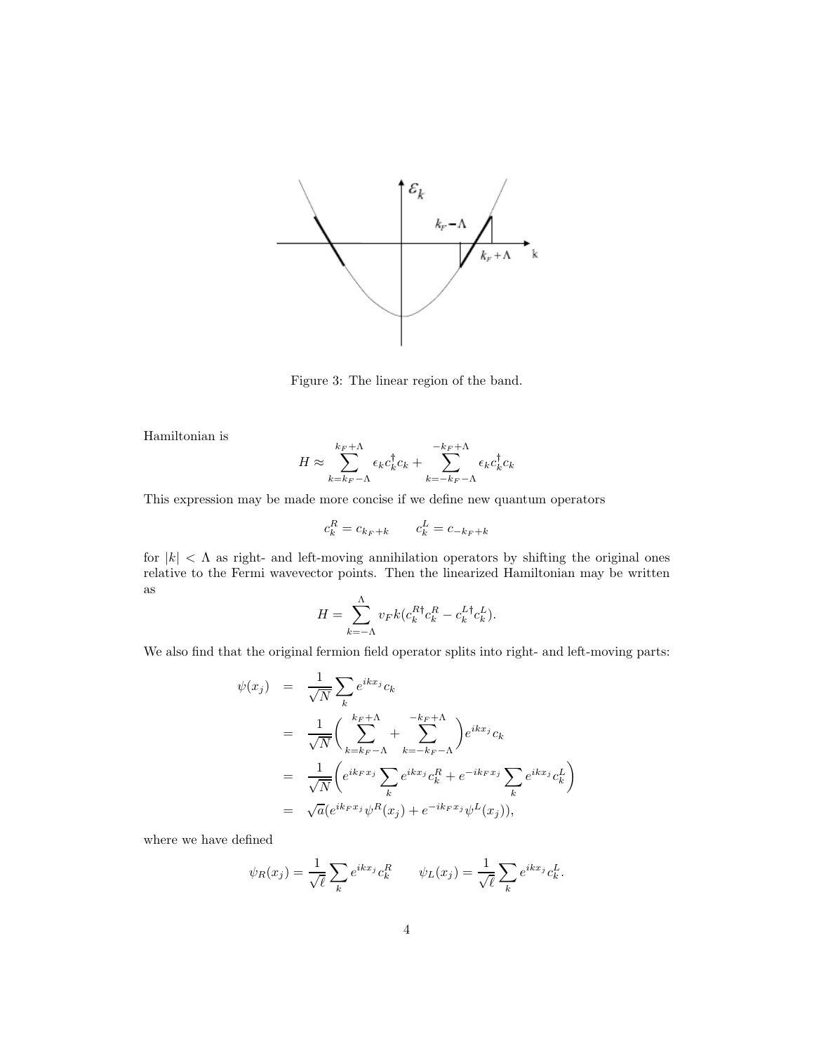Figure 3: The linear region of the band.

Hamiltonian is

$$H \approx \sum_{k=k_F-\Lambda}^{k_F+\Lambda} \epsilon_k c_k^\dagger c_k + \sum_{k=-k_F-\Lambda}^{-k_F+\Lambda} \epsilon_k c_k^\dagger c_k$$

This expression may be made more concise if we define new quantum operators

$$c_k^R = c_{k_F+k} \qquad c_k^L = c_{-k_F+k}$$

for $|k| < \Lambda$ as right- and left-moving annihilation operators by shifting the original ones relative to the Fermi wavevector points. Then the linearized Hamiltonian may be written as

$$H = \sum_{k=-\Lambda}^{\Lambda} v_F k (c_k^{R\dagger} c_k^R - c_k^{L\dagger} c_k^L).$$

We also find that the original fermion field operator splits into right- and left-moving parts:

$$\begin{aligned}
\psi(x_j) &= \frac{1}{\sqrt{N}} \sum_k e^{ikx_j} c_k \\
&= \frac{1}{\sqrt{N}} \bigg( \sum_{k=k_F-\Lambda}^{k_F+\Lambda} + \sum_{k=-k_F-\Lambda}^{-k_F+\Lambda} \bigg) e^{ikx_j} c_k \\
&= \frac{1}{\sqrt{N}} \bigg( e^{ik_F x_j} \sum_k e^{ikx_j} c_k^R + e^{-ik_F x_j} \sum_k e^{ikx_j} c_k^L \bigg) \\
&= \sqrt{a} (e^{ik_F x_j} \psi^R(x_j) + e^{-ik_F x_j} \psi^L(x_j)),
\end{aligned}$$

where we have defined

$$\psi_R(x_j) = \frac{1}{\sqrt{\ell}} \sum_k e^{ikx_j} c_k^R \qquad \psi_L(x_j) = \frac{1}{\sqrt{\ell}} \sum_k e^{ikx_j} c_k^L.$$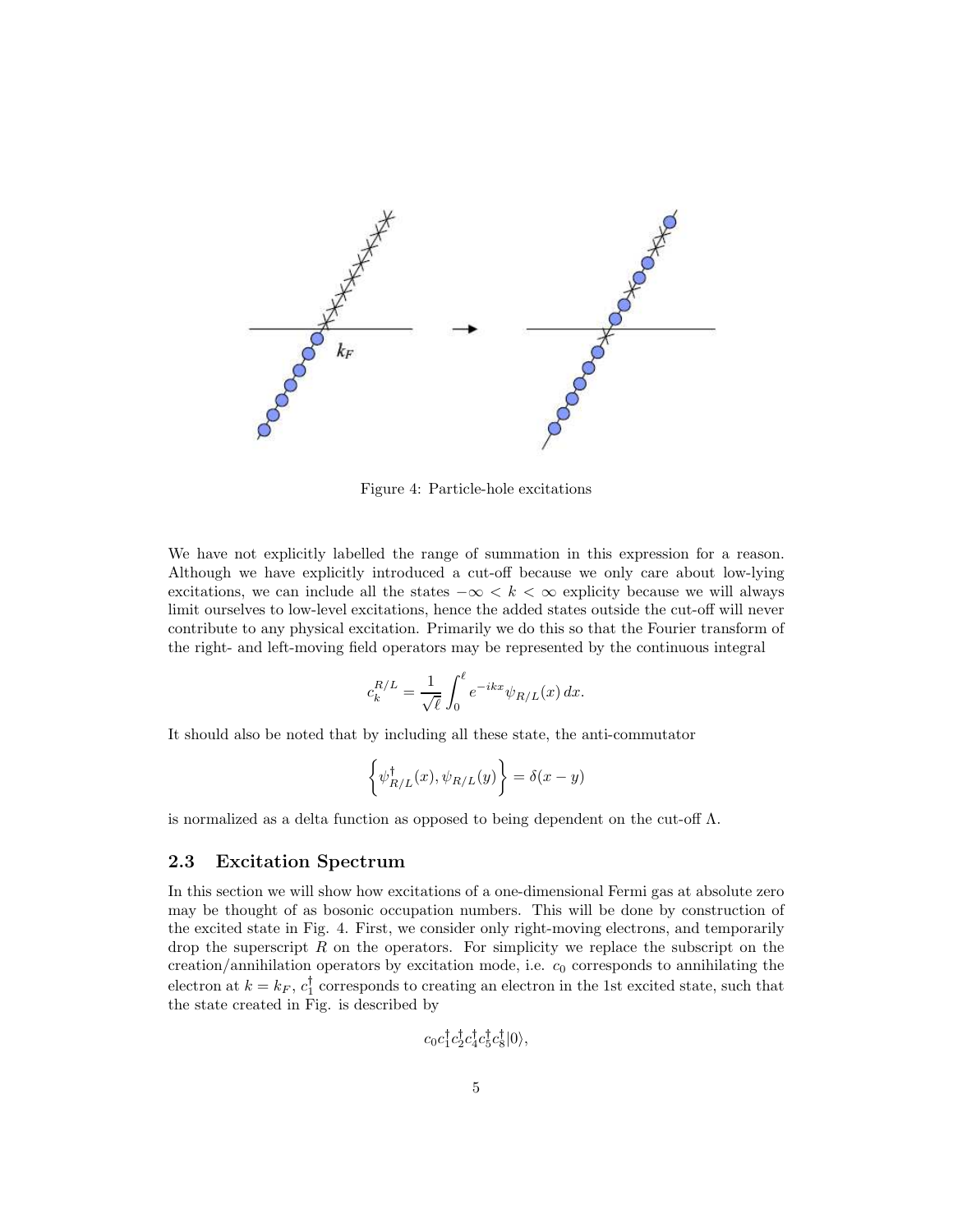Figure 4: Particle-hole excitations

We have not explicitly labelled the range of summation in this expression for a reason. Although we have explicitly introduced a cut-off because we only care about low-lying excitations, we can include all the states $-\infty < k < \infty$ explicity because we will always limit ourselves to low-level excitations, hence the added states outside the cut-off will never contribute to any physical excitation. Primarily we do this so that the Fourier transform of the right- and left-moving field operators may be represented by the continuous integral

$$c_k^{R/L} = \frac{1}{\sqrt{\ell}} \int_0^\ell e^{-ikx} \psi_{R/L}(x)\, dx.$$

It should also be noted that by including all these state, the anti-commutator

$$\left\{ \psi_{R/L}^\dagger(x), \psi_{R/L}(y) \right\} = \delta(x - y)$$

is normalized as a delta function as opposed to being dependent on the cut-off $\Lambda$.

## 2.3 Excitation Spectrum

In this section we will show how excitations of a one-dimensional Fermi gas at absolute zero may be thought of as bosonic occupation numbers. This will be done by construction of the excited state in Fig. 4. First, we consider only right-moving electrons, and temporarily drop the superscript $R$ on the operators. For simplicity we replace the subscript on the creation/annihilation operators by excitation mode, i.e. $c_0$ corresponds to annihilating the electron at $k = k_F$, $c_1^\dagger$ corresponds to creating an electron in the 1st excited state, such that the state created in Fig. is described by

$$c_0 c_1^\dagger c_2^\dagger c_4^\dagger c_5^\dagger c_8^\dagger |0\rangle,$$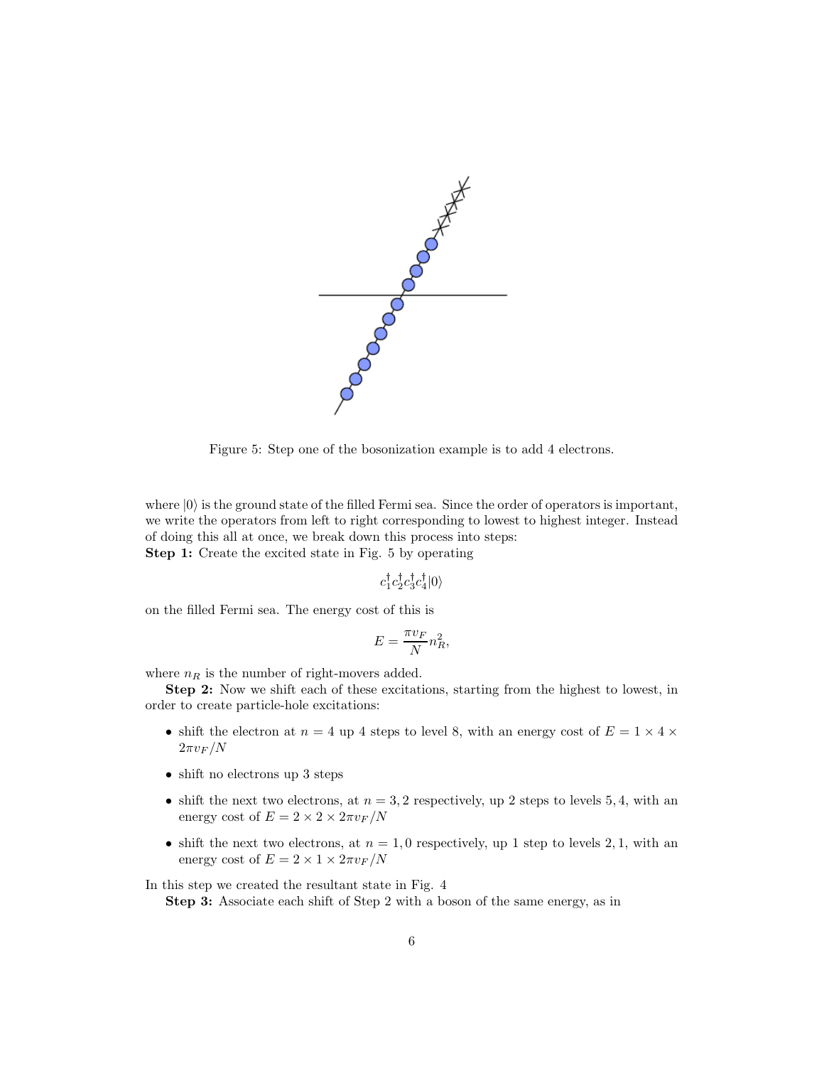Figure 5: Step one of the bosonization example is to add 4 electrons.

where $|0\rangle$ is the ground state of the filled Fermi sea. Since the order of operators is important, we write the operators from left to right corresponding to lowest to highest integer. Instead of doing this all at once, we break down this process into steps:

**Step 1:** Create the excited state in Fig. 5 by operating

$$c_1^\dagger c_2^\dagger c_3^\dagger c_4^\dagger |0\rangle$$

on the filled Fermi sea. The energy cost of this is

$$E = \frac{\pi v_F}{N} n_R^2,$$

where $n_R$ is the number of right-movers added.

**Step 2:** Now we shift each of these excitations, starting from the highest to lowest, in order to create particle-hole excitations:

- shift the electron at $n = 4$ up 4 steps to level 8, with an energy cost of $E = 1 \times 4 \times 2\pi v_F/N$
- shift no electrons up 3 steps
- shift the next two electrons, at $n = 3, 2$ respectively, up 2 steps to levels 5, 4, with an energy cost of $E = 2 \times 2 \times 2\pi v_F/N$
- shift the next two electrons, at $n = 1, 0$ respectively, up 1 step to levels 2, 1, with an energy cost of $E = 2 \times 1 \times 2\pi v_F/N$

In this step we created the resultant state in Fig. 4

**Step 3:** Associate each shift of Step 2 with a boson of the same energy, as in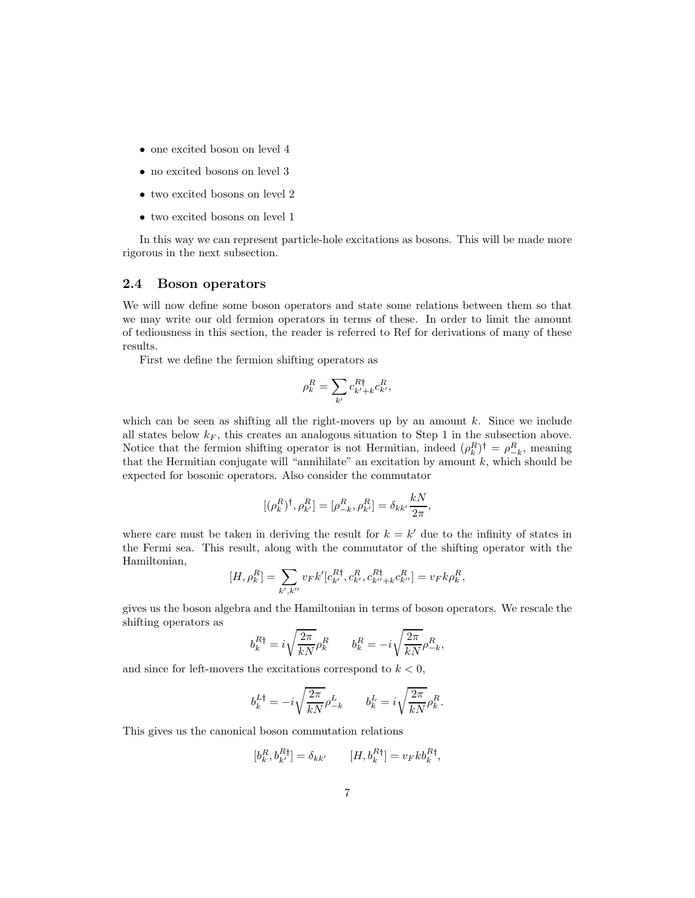- one excited boson on level 4
- no excited bosons on level 3
- two excited bosons on level 2
- two excited bosons on level 1

In this way we can represent particle-hole excitations as bosons. This will be made more rigorous in the next subsection.

## 2.4 Boson operators

We will now define some boson operators and state some relations between them so that we may write our old fermion operators in terms of these. In order to limit the amount of tediousness in this section, the reader is referred to Ref for derivations of many of these results.

First we define the fermion shifting operators as

$$\rho_k^R = \sum_{k'} c_{k'+k}^{R\dagger} c_{k'}^R,$$

which can be seen as shifting all the right-movers up by an amount $k$. Since we include all states below $k_F$, this creates an analogous situation to Step 1 in the subsection above. Notice that the fermion shifting operator is not Hermitian, indeed $(\rho_k^R)^\dagger = \rho_{-k}^R$, meaning that the Hermitian conjugate will "annihilate" an excitation by amount $k$, which should be expected for bosonic operators. Also consider the commutator

$$[(\rho_k^R)^\dagger, \rho_{k'}^R] = [\rho_{-k}^R, \rho_{k'}^R] = \delta_{kk'} \frac{kN}{2\pi},$$

where care must be taken in deriving the result for $k = k'$ due to the infinity of states in the Fermi sea. This result, along with the commutator of the shifting operator with the Hamiltonian,

$$[H, \rho_k^R] = \sum_{k',k''} v_F k' [c_{k'}^{R\dagger}, c_{k'}^R, c_{k''+k}^{R\dagger} c_{k''}^R] = v_F k \rho_k^R,$$

gives us the boson algebra and the Hamiltonian in terms of boson operators. We rescale the shifting operators as

$$b_k^{R\dagger} = i\sqrt{\frac{2\pi}{kN}}\rho_k^R \qquad b_k^R = -i\sqrt{\frac{2\pi}{kN}}\rho_{-k}^R,$$

and since for left-movers the excitations correspond to $k < 0$,

$$b_k^{L\dagger} = -i\sqrt{\frac{2\pi}{kN}}\rho_{-k}^L \qquad b_k^L = i\sqrt{\frac{2\pi}{kN}}\rho_k^R.$$

This gives us the canonical boson commutation relations

$$[b_k^R, b_{k'}^{R\dagger}] = \delta_{kk'} \qquad [H, b_k^{R\dagger}] = v_F k b_k^{R\dagger},$$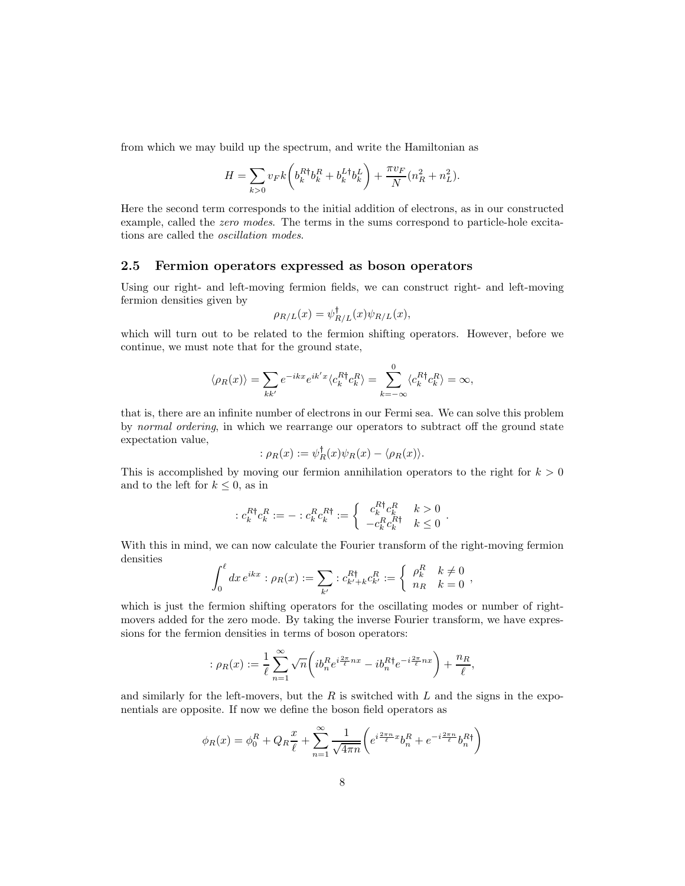from which we may build up the spectrum, and write the Hamiltonian as

$$H = \sum_{k>0} v_F k \bigg( b_k^{R\dagger} b_k^R + b_k^{L\dagger} b_k^L \bigg) + \frac{\pi v_F}{N}(n_R^2 + n_L^2).$$

Here the second term corresponds to the initial addition of electrons, as in our constructed example, called the *zero modes*. The terms in the sums correspond to particle-hole excitations are called the *oscillation modes*.

## 2.5 Fermion operators expressed as boson operators

Using our right- and left-moving fermion fields, we can construct right- and left-moving fermion densities given by

$$\rho_{R/L}(x) = \psi_{R/L}^\dagger(x)\psi_{R/L}(x),$$

which will turn out to be related to the fermion shifting operators. However, before we continue, we must note that for the ground state,

$$\langle \rho_R(x) \rangle = \sum_{kk'} e^{-ikx} e^{ik'x} \langle c_k^{R\dagger} c_k^R \rangle = \sum_{k=-\infty}^{0} \langle c_k^{R\dagger} c_k^R \rangle = \infty,$$

that is, there are an infinite number of electrons in our Fermi sea. We can solve this problem by *normal ordering*, in which we rearrange our operators to subtract off the ground state expectation value,

$$: \rho_R(x) := \psi_R^\dagger(x)\psi_R(x) - \langle \rho_R(x) \rangle.$$

This is accomplished by moving our fermion annihilation operators to the right for $k > 0$ and to the left for $k \leq 0$, as in

$$: c_k^{R\dagger} c_k^R := - : c_k^R c_k^{R\dagger} := \left\{ \begin{array}{ll} c_k^{R\dagger} c_k^R & k > 0 \\ -c_k^R c_k^{R\dagger} & k \leq 0 \end{array} \right. .$$

With this in mind, we can now calculate the Fourier transform of the right-moving fermion densities

$$\int_0^\ell dx\, e^{ikx} : \rho_R(x) := \sum_{k'} : c_{k'+k}^{R\dagger} c_{k'}^R := \left\{ \begin{array}{ll} \rho_k^R & k \neq 0 \\ n_R & k = 0 \end{array} \right. ,$$

which is just the fermion shifting operators for the oscillating modes or number of right-movers added for the zero mode. By taking the inverse Fourier transform, we have expressions for the fermion densities in terms of boson operators:

$$: \rho_R(x) := \frac{1}{\ell} \sum_{n=1}^{\infty} \sqrt{n} \bigg( i b_n^R e^{i\frac{2\pi}{\ell}nx} - i b_n^{R\dagger} e^{-i\frac{2\pi}{\ell}nx} \bigg) + \frac{n_R}{\ell},$$

and similarly for the left-movers, but the $R$ is switched with $L$ and the signs in the exponentials are opposite. If now we define the boson field operators as

$$\phi_R(x) = \phi_0^R + Q_R \frac{x}{\ell} + \sum_{n=1}^{\infty} \frac{1}{\sqrt{4\pi n}} \bigg( e^{i\frac{2\pi n}{\ell}x} b_n^R + e^{-i\frac{2\pi n}{\ell}} b_n^{R\dagger} \bigg)$$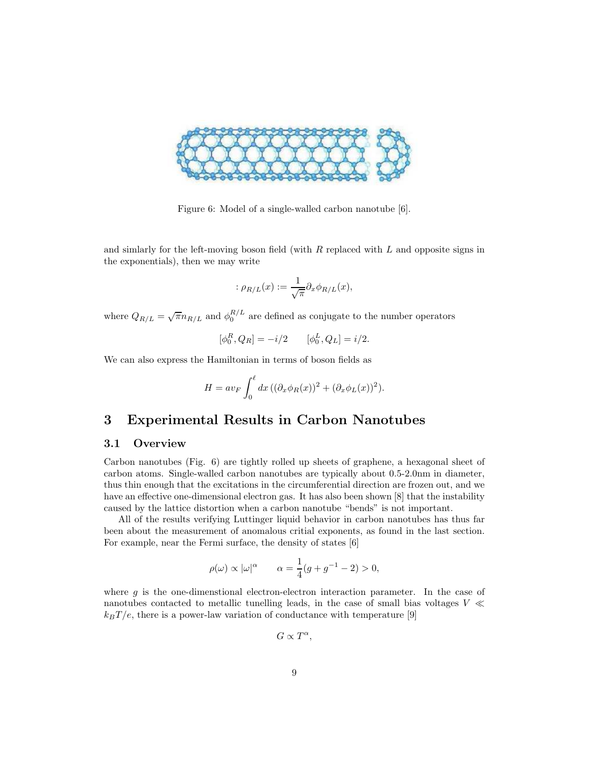Figure 6: Model of a single-walled carbon nanotube [6].

and simlarly for the left-moving boson field (with $R$ replaced with $L$ and opposite signs in the exponentials), then we may write

$$: \rho_{R/L}(x) := \frac{1}{\sqrt{\pi}} \partial_x \phi_{R/L}(x),$$

where $Q_{R/L} = \sqrt{\pi} n_{R/L}$ and $\phi_0^{R/L}$ are defined as conjugate to the number operators

$$[\phi_0^R, Q_R] = -i/2 \qquad [\phi_0^L, Q_L] = i/2.$$

We can also express the Hamiltonian in terms of boson fields as

$$H = av_F \int_0^\ell dx \, ((\partial_x \phi_R(x))^2 + (\partial_x \phi_L(x))^2).$$

# 3 Experimental Results in Carbon Nanotubes

## 3.1 Overview

Carbon nanotubes (Fig. 6) are tightly rolled up sheets of graphene, a hexagonal sheet of carbon atoms. Single-walled carbon nanotubes are typically about 0.5-2.0nm in diameter, thus thin enough that the excitations in the circumferential direction are frozen out, and we have an effective one-dimensional electron gas. It has also been shown [8] that the instability caused by the lattice distortion when a carbon nanotube "bends" is not important.

All of the results verifying Luttinger liquid behavior in carbon nanotubes has thus far been about the measurement of anomalous critial exponents, as found in the last section. For example, near the Fermi surface, the density of states [6]

$$\rho(\omega) \propto |\omega|^\alpha \qquad \alpha = \frac{1}{4}(g + g^{-1} - 2) > 0,$$

where $g$ is the one-dimenstional electron-electron interaction parameter. In the case of nanotubes contacted to metallic tunelling leads, in the case of small bias voltages $V \ll k_B T/e$, there is a power-law variation of conductance with temperature [9]

$$G \propto T^\alpha,$$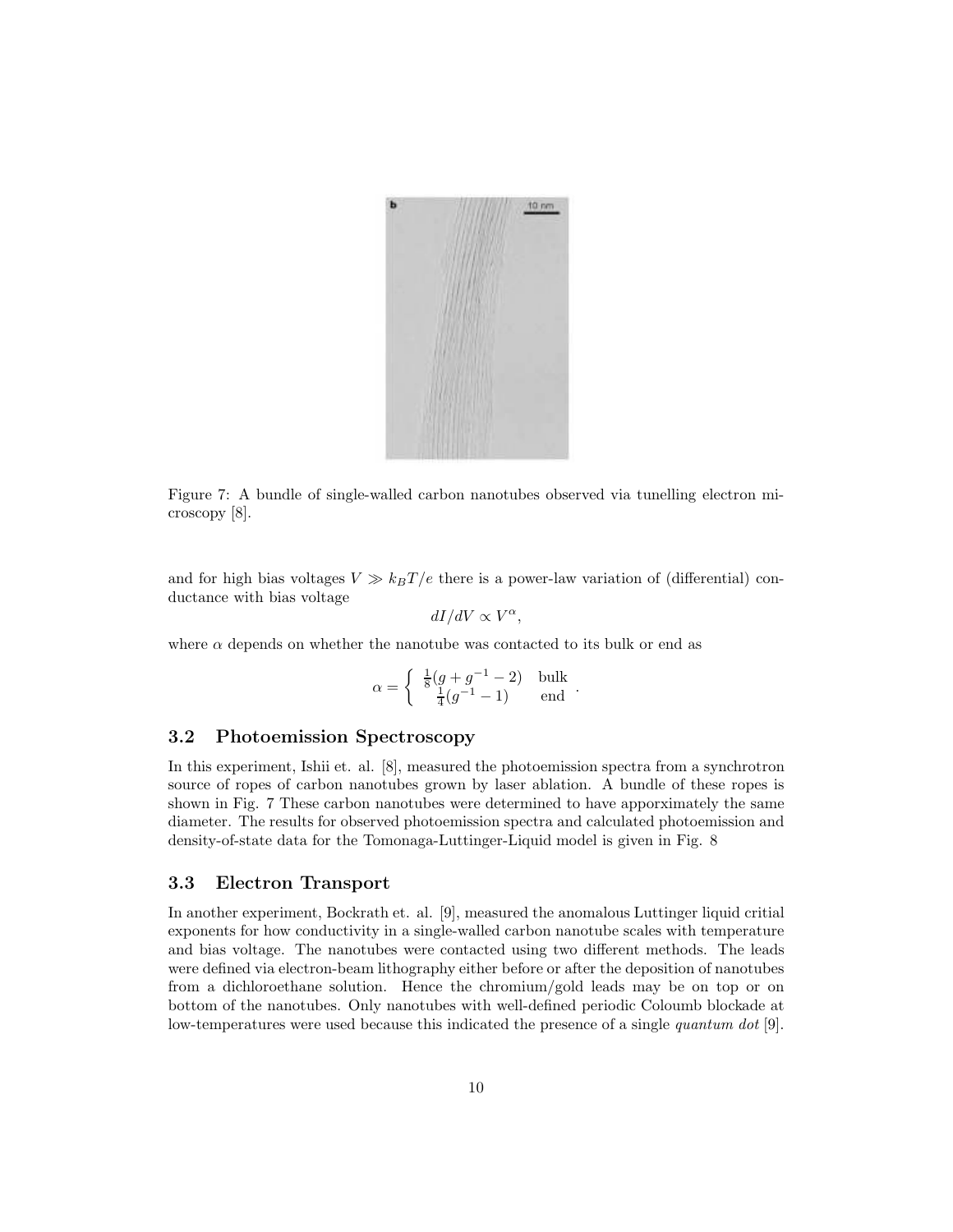Figure 7: A bundle of single-walled carbon nanotubes observed via tunelling electron microscopy [8].

and for high bias voltages $V \gg k_B T/e$ there is a power-law variation of (differential) conductance with bias voltage

$$dI/dV \propto V^{\alpha},$$

where $\alpha$ depends on whether the nanotube was contacted to its bulk or end as

$$\alpha = \begin{cases} \frac{1}{8}(g + g^{-1} - 2) & \text{bulk} \\ \frac{1}{4}(g^{-1} - 1) & \text{end} \end{cases}.$$

### 3.2 Photoemission Spectroscopy

In this experiment, Ishii et. al. [8], measured the photoemission spectra from a synchrotron source of ropes of carbon nanotubes grown by laser ablation. A bundle of these ropes is shown in Fig. 7 These carbon nanotubes were determined to have apporximately the same diameter. The results for observed photoemission spectra and calculated photoemission and density-of-state data for the Tomonaga-Luttinger-Liquid model is given in Fig. 8

### 3.3 Electron Transport

In another experiment, Bockrath et. al. [9], measured the anomalous Luttinger liquid critial exponents for how conductivity in a single-walled carbon nanotube scales with temperature and bias voltage. The nanotubes were contacted using two different methods. The leads were defined via electron-beam lithography either before or after the deposition of nanotubes from a dichloroethane solution. Hence the chromium/gold leads may be on top or on bottom of the nanotubes. Only nanotubes with well-defined periodic Coloumb blockade at low-temperatures were used because this indicated the presence of a single *quantum dot* [9].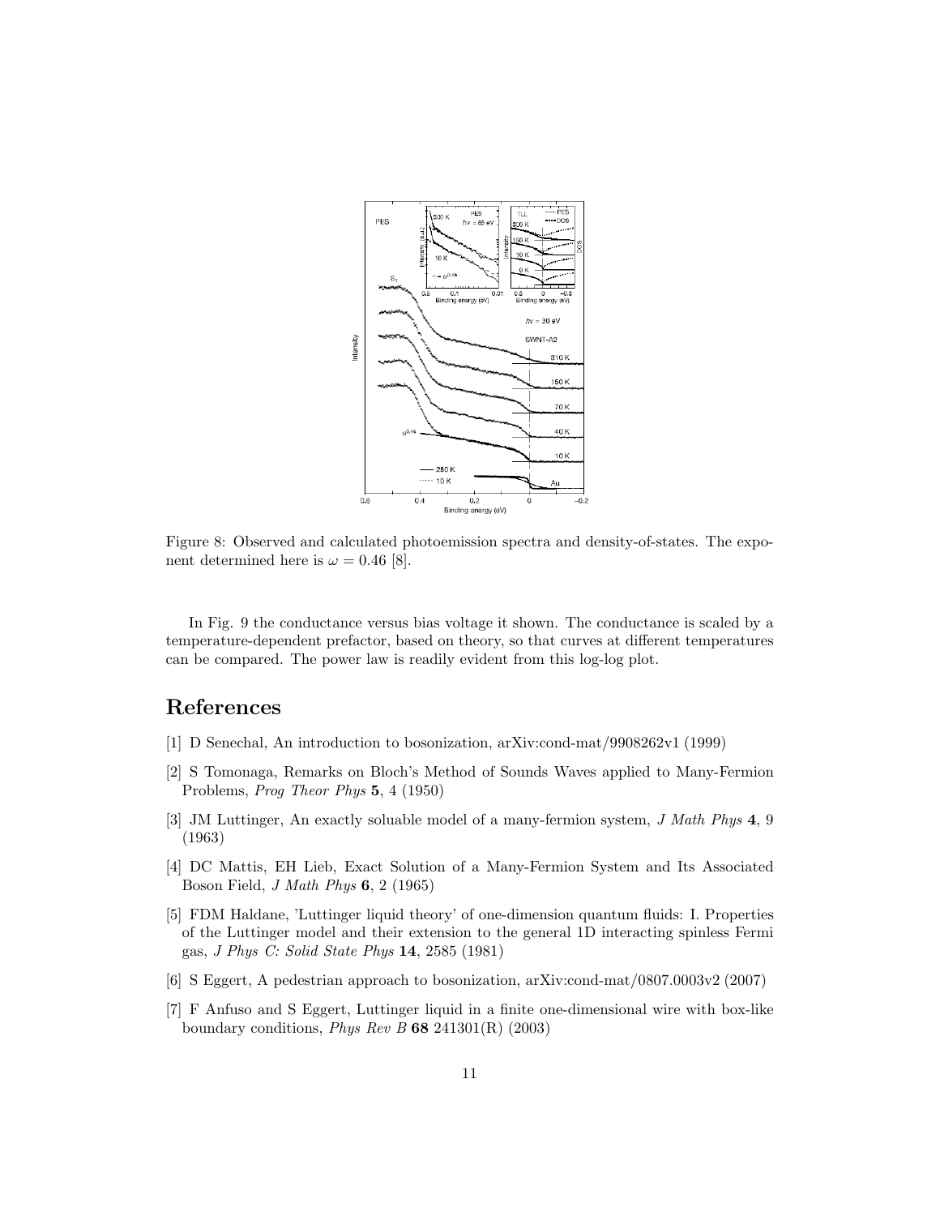Figure 8: Observed and calculated photoemission spectra and density-of-states. The exponent determined here is $\omega = 0.46$ [8].

In Fig. 9 the conductance versus bias voltage it shown. The conductance is scaled by a temperature-dependent prefactor, based on theory, so that curves at different temperatures can be compared. The power law is readily evident from this log-log plot.

# References

[1] D Senechal, An introduction to bosonization, arXiv:cond-mat/9908262v1 (1999)

[2] S Tomonaga, Remarks on Bloch's Method of Sounds Waves applied to Many-Fermion Problems, *Prog Theor Phys* **5**, 4 (1950)

[3] JM Luttinger, An exactly soluable model of a many-fermion system, *J Math Phys* **4**, 9 (1963)

[4] DC Mattis, EH Lieb, Exact Solution of a Many-Fermion System and Its Associated Boson Field, *J Math Phys* **6**, 2 (1965)

[5] FDM Haldane, 'Luttinger liquid theory' of one-dimension quantum fluids: I. Properties of the Luttinger model and their extension to the general 1D interacting spinless Fermi gas, *J Phys C: Solid State Phys* **14**, 2585 (1981)

[6] S Eggert, A pedestrian approach to bosonization, arXiv:cond-mat/0807.0003v2 (2007)

[7] F Anfuso and S Eggert, Luttinger liquid in a finite one-dimensional wire with box-like boundary conditions, *Phys Rev B* **68** 241301(R) (2003)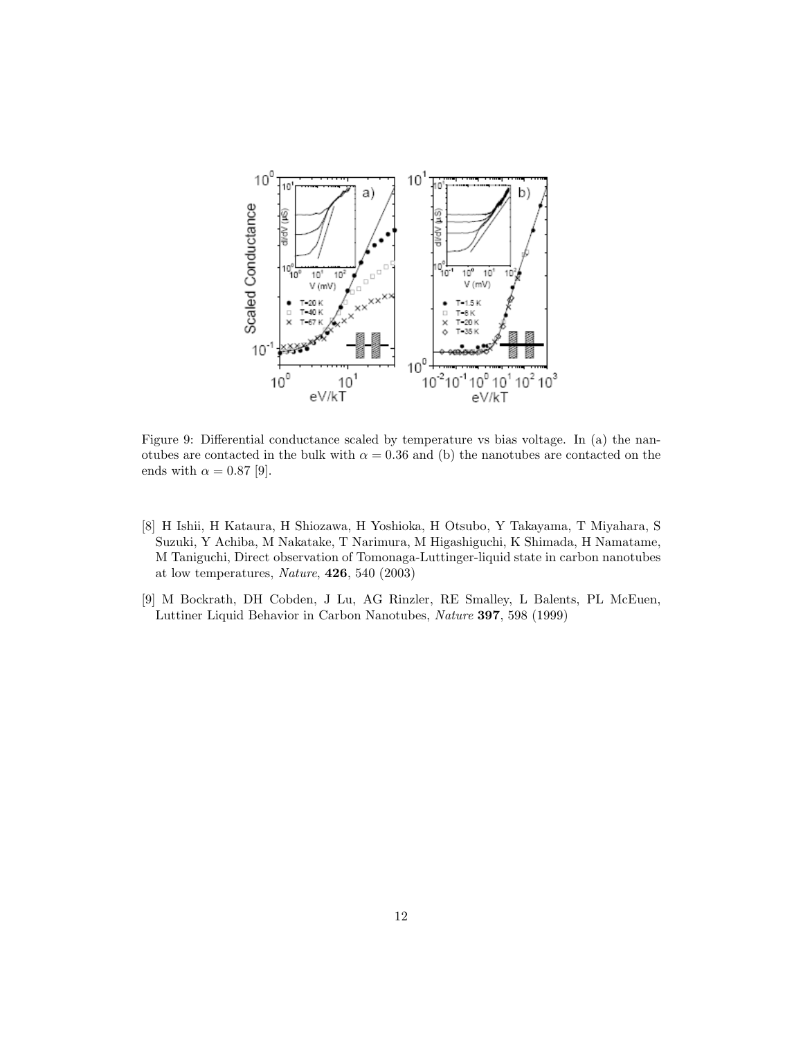Scaled Conductance

a)

dI/dV (μS)

V (mV)

T=20 K
T=40 K
T=67 K

eV/kT

b)

dI/dV (μS)

V (mV)

T=1.5 K
T=8 K
T=20 K
T=35 K

eV/kT

Figure 9: Differential conductance scaled by temperature vs bias voltage. In (a) the nanotubes are contacted in the bulk with $\alpha = 0.36$ and (b) the nanotubes are contacted on the ends with $\alpha = 0.87$ [9].

[8] H Ishii, H Kataura, H Shiozawa, H Yoshioka, H Otsubo, Y Takayama, T Miyahara, S Suzuki, Y Achiba, M Nakatake, T Narimura, M Higashiguchi, K Shimada, H Namatame, M Taniguchi, Direct observation of Tomonaga-Luttinger-liquid state in carbon nanotubes at low temperatures, *Nature*, **426**, 540 (2003)

[9] M Bockrath, DH Cobden, J Lu, AG Rinzler, RE Smalley, L Balents, PL McEuen, Luttiner Liquid Behavior in Carbon Nanotubes, *Nature* **397**, 598 (1999)